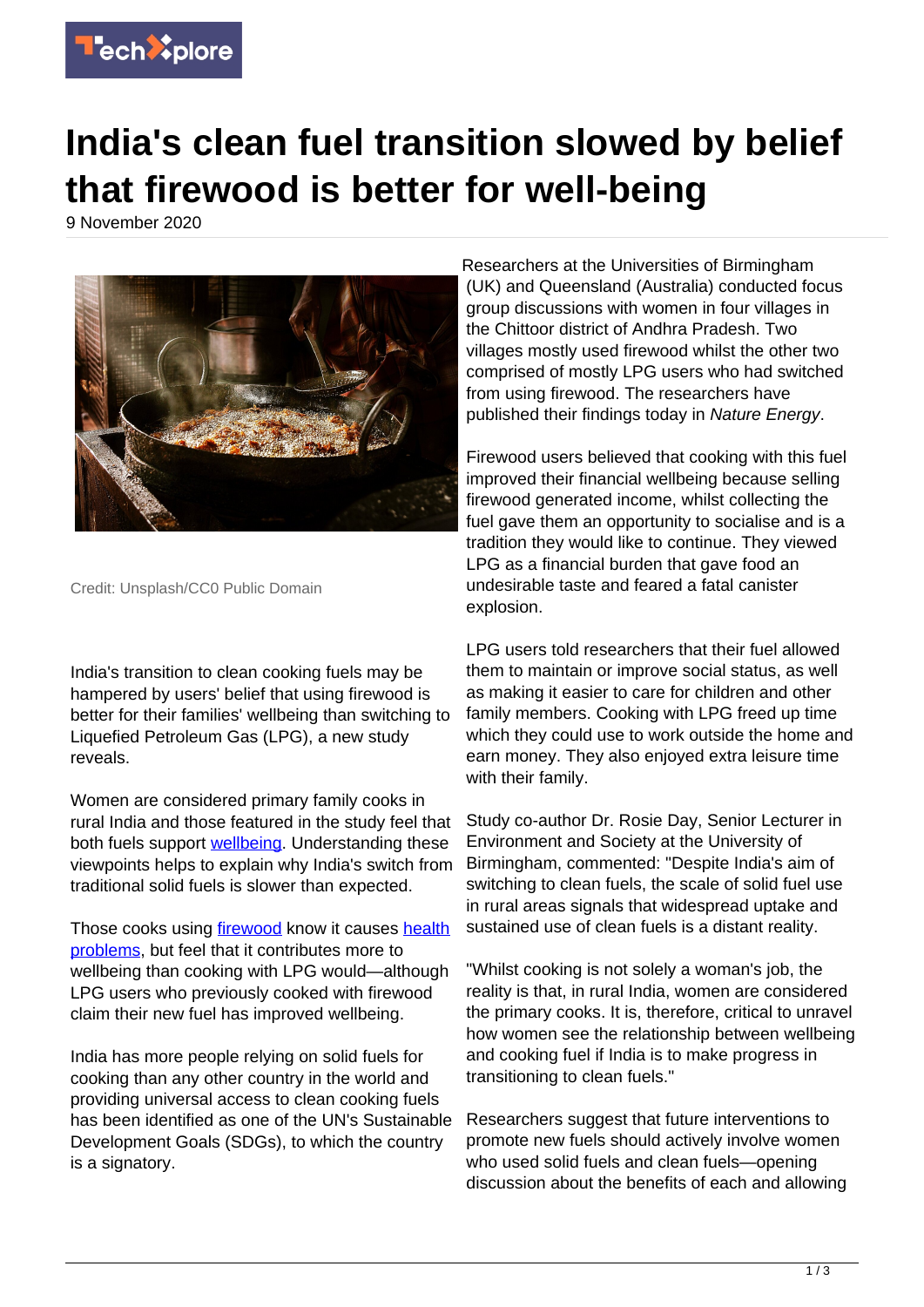# India's clean fuel transition slowed by belief that firewood is better for well-being

9 November 2020

Credit: Unsplash/CC0 Public Domain

India's transition to clean cooking fuels may be hampered by users' belief that using firewood is better for their families' wellbeing than switching to Liquefied Petroleum Gas (LPG), a new study reveals.

Women are considered primary family cooks in rural India and those featured in the study feel that both fuels support wellbeing. Understanding these viewpoints helps to explain why India's switch from traditional solid fuels is slower than expected.

Those cooks using firewood know it causes health problems, but feel that it contributes more to wellbeing than cooking with LPG would—although LPG users who previously cooked with firewood claim their new fuel has improved wellbeing.

India has more people relying on solid fuels for cooking than any other country in the world and providing universal access to clean cooking fuels has been identified as one of the UN's Sustainable Development Goals (SDGs), to which the country is a signatory.

Researchers at the Universities of Birmingham (UK) and Queensland (Australia) conducted focus group discussions with women in four villages in the Chittoor district of Andhra Pradesh. Two villages mostly used firewood whilst the other two comprised of mostly LPG users who had switched from using firewood. The researchers have published their findings today in *Nature Energy*.

Firewood users believed that cooking with this fuel improved their financial wellbeing because selling firewood generated income, whilst collecting the fuel gave them an opportunity to socialise and is a tradition they would like to continue. They viewed LPG as a financial burden that gave food an undesirable taste and feared a fatal canister explosion.

LPG users told researchers that their fuel allowed them to maintain or improve social status, as well as making it easier to care for children and other family members. Cooking with LPG freed up time which they could use to work outside the home and earn money. They also enjoyed extra leisure time with their family.

Study co-author Dr. Rosie Day, Senior Lecturer in Environment and Society at the University of Birmingham, commented: "Despite India's aim of switching to clean fuels, the scale of solid fuel use in rural areas signals that widespread uptake and sustained use of clean fuels is a distant reality.

"Whilst cooking is not solely a woman's job, the reality is that, in rural India, women are considered the primary cooks. It is, therefore, critical to unravel how women see the relationship between wellbeing and cooking fuel if India is to make progress in transitioning to clean fuels."

Researchers suggest that future interventions to promote new fuels should actively involve women who used solid fuels and clean fuels—opening discussion about the benefits of each and allowing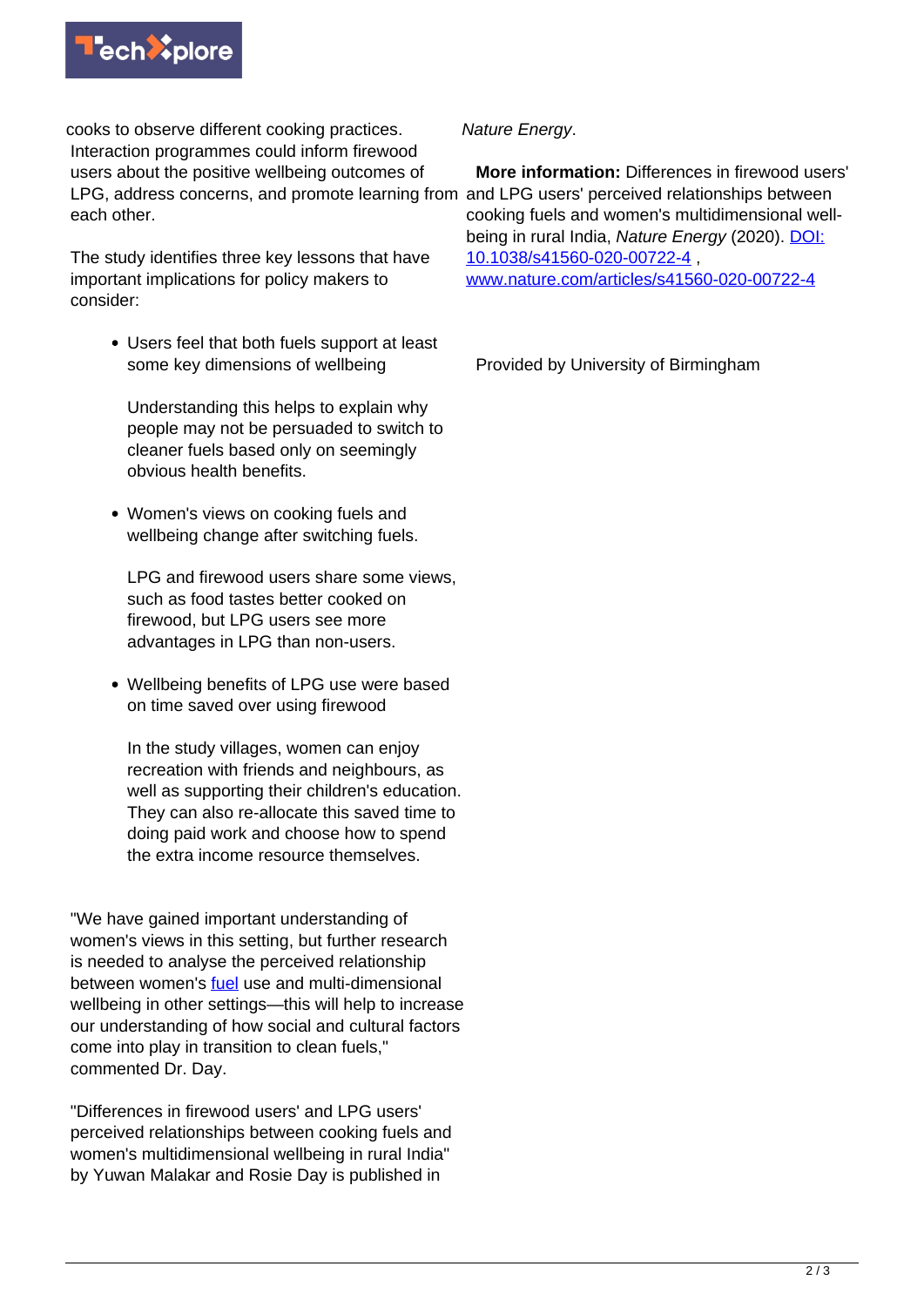cooks to observe different cooking practices. Interaction programmes could inform firewood users about the positive wellbeing outcomes of LPG, address concerns, and promote learning from each other.

The study identifies three key lessons that have important implications for policy makers to consider:

- Users feel that both fuels support at least some key dimensions of wellbeing

  Understanding this helps to explain why people may not be persuaded to switch to cleaner fuels based only on seemingly obvious health benefits.

- Women's views on cooking fuels and wellbeing change after switching fuels.

  LPG and firewood users share some views, such as food tastes better cooked on firewood, but LPG users see more advantages in LPG than non-users.

- Wellbeing benefits of LPG use were based on time saved over using firewood

  In the study villages, women can enjoy recreation with friends and neighbours, as well as supporting their children's education. They can also re-allocate this saved time to doing paid work and choose how to spend the extra income resource themselves.

"We have gained important understanding of women's views in this setting, but further research is needed to analyse the perceived relationship between women's [fuel](https://techxplore.com/tags/fuel/) use and multi-dimensional wellbeing in other settings—this will help to increase our understanding of how social and cultural factors come into play in transition to clean fuels," commented Dr. Day.

"Differences in firewood users' and LPG users' perceived relationships between cooking fuels and women's multidimensional wellbeing in rural India" by Yuwan Malakar and Rosie Day is published in *Nature Energy*.

**More information:** Differences in firewood users' and LPG users' perceived relationships between cooking fuels and women's multidimensional well-being in rural India, *Nature Energy* (2020). [DOI: 10.1038/s41560-020-00722-4](http://dx.doi.org/10.1038/s41560-020-00722-4) , [www.nature.com/articles/s41560-020-00722-4](https://www.nature.com/articles/s41560-020-00722-4)

Provided by University of Birmingham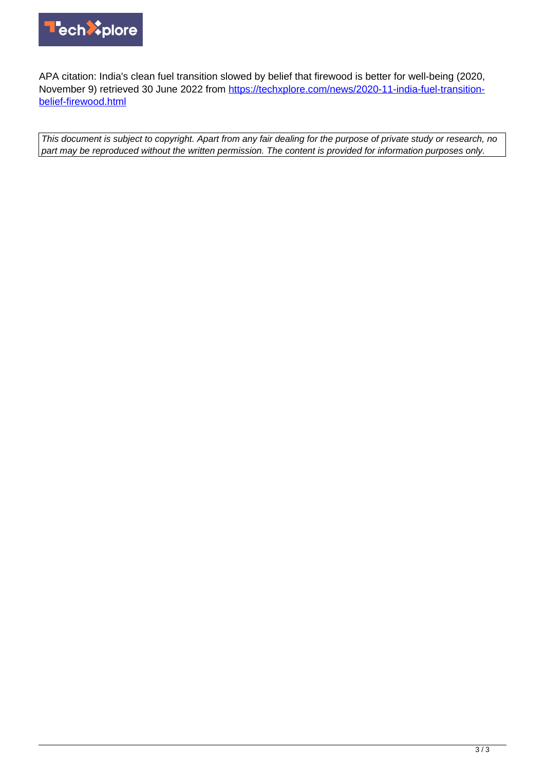APA citation: India's clean fuel transition slowed by belief that firewood is better for well-being (2020, November 9) retrieved 30 June 2022 from https://techxplore.com/news/2020-11-india-fuel-transition-belief-firewood.html

*This document is subject to copyright. Apart from any fair dealing for the purpose of private study or research, no part may be reproduced without the written permission. The content is provided for information purposes only.*